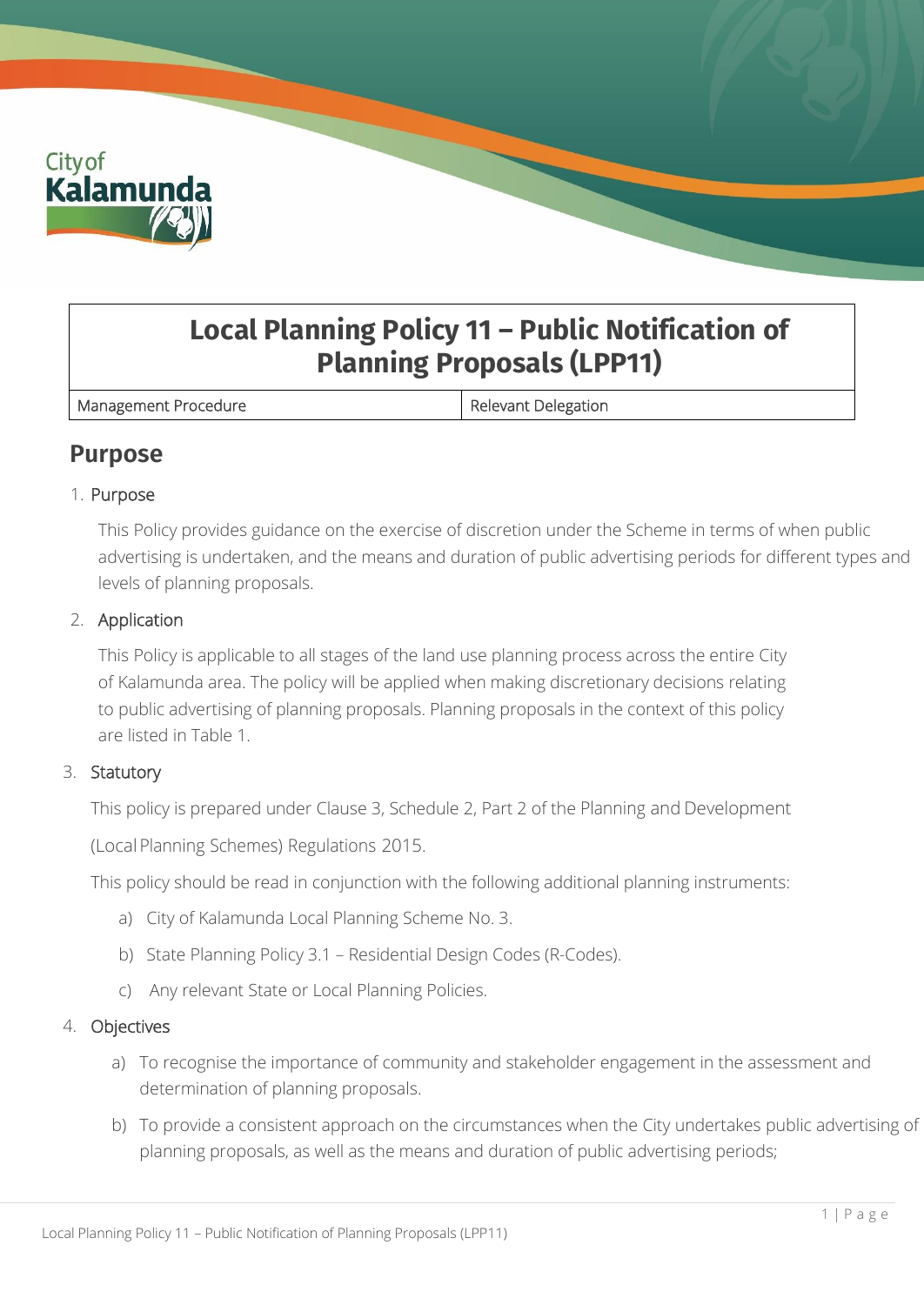# Local Planning Policy 11 – Public Notification of Planning Proposals (LPP11)

| Management Procedure | Relevant Delegation |
|---|---|

## Purpose

1. Purpose

   This Policy provides guidance on the exercise of discretion under the Scheme in terms of when public advertising is undertaken, and the means and duration of public advertising periods for different types and levels of planning proposals.

2. Application

   This Policy is applicable to all stages of the land use planning process across the entire City of Kalamunda area. The policy will be applied when making discretionary decisions relating to public advertising of planning proposals. Planning proposals in the context of this policy are listed in Table 1.

3. Statutory

   This policy is prepared under Clause 3, Schedule 2, Part 2 of the Planning and Development (Local Planning Schemes) Regulations 2015.

   This policy should be read in conjunction with the following additional planning instruments:

   a) City of Kalamunda Local Planning Scheme No. 3.

   b) State Planning Policy 3.1 – Residential Design Codes (R-Codes).

   c) Any relevant State or Local Planning Policies.

4. Objectives

   a) To recognise the importance of community and stakeholder engagement in the assessment and determination of planning proposals.

   b) To provide a consistent approach on the circumstances when the City undertakes public advertising of planning proposals, as well as the means and duration of public advertising periods;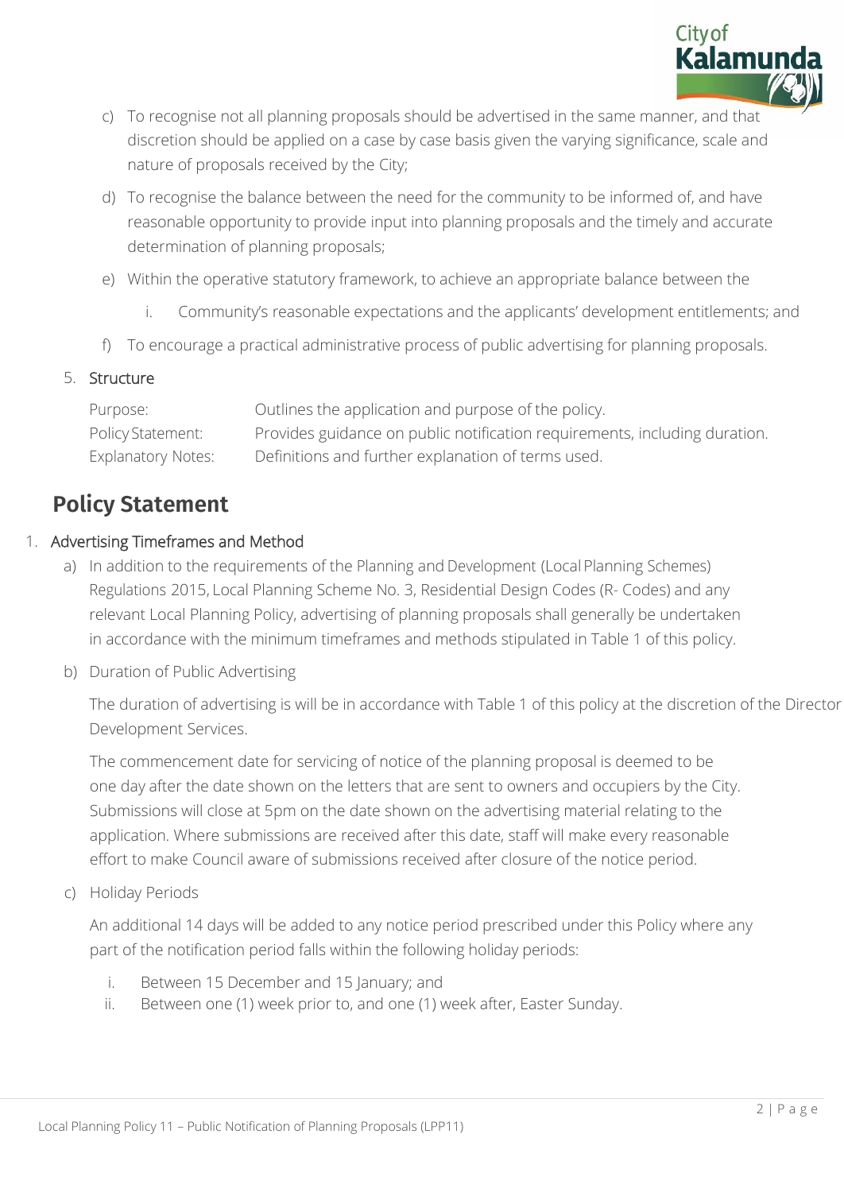c) To recognise not all planning proposals should be advertised in the same manner, and that discretion should be applied on a case by case basis given the varying significance, scale and nature of proposals received by the City;

d) To recognise the balance between the need for the community to be informed of, and have reasonable opportunity to provide input into planning proposals and the timely and accurate determination of planning proposals;

e) Within the operative statutory framework, to achieve an appropriate balance between the

   i. Community's reasonable expectations and the applicants' development entitlements; and

f) To encourage a practical administrative process of public advertising for planning proposals.

5. Structure

| | |
|---|---|
| Purpose: | Outlines the application and purpose of the policy. |
| Policy Statement: | Provides guidance on public notification requirements, including duration. |
| Explanatory Notes: | Definitions and further explanation of terms used. |

## Policy Statement

1. Advertising Timeframes and Method

   a) In addition to the requirements of the Planning and Development (Local Planning Schemes) Regulations 2015, Local Planning Scheme No. 3, Residential Design Codes (R- Codes) and any relevant Local Planning Policy, advertising of planning proposals shall generally be undertaken in accordance with the minimum timeframes and methods stipulated in Table 1 of this policy.

   b) Duration of Public Advertising

   The duration of advertising is will be in accordance with Table 1 of this policy at the discretion of the Director Development Services.

   The commencement date for servicing of notice of the planning proposal is deemed to be one day after the date shown on the letters that are sent to owners and occupiers by the City. Submissions will close at 5pm on the date shown on the advertising material relating to the application. Where submissions are received after this date, staff will make every reasonable effort to make Council aware of submissions received after closure of the notice period.

   c) Holiday Periods

   An additional 14 days will be added to any notice period prescribed under this Policy where any part of the notification period falls within the following holiday periods:

   i. Between 15 December and 15 January; and
   ii. Between one (1) week prior to, and one (1) week after, Easter Sunday.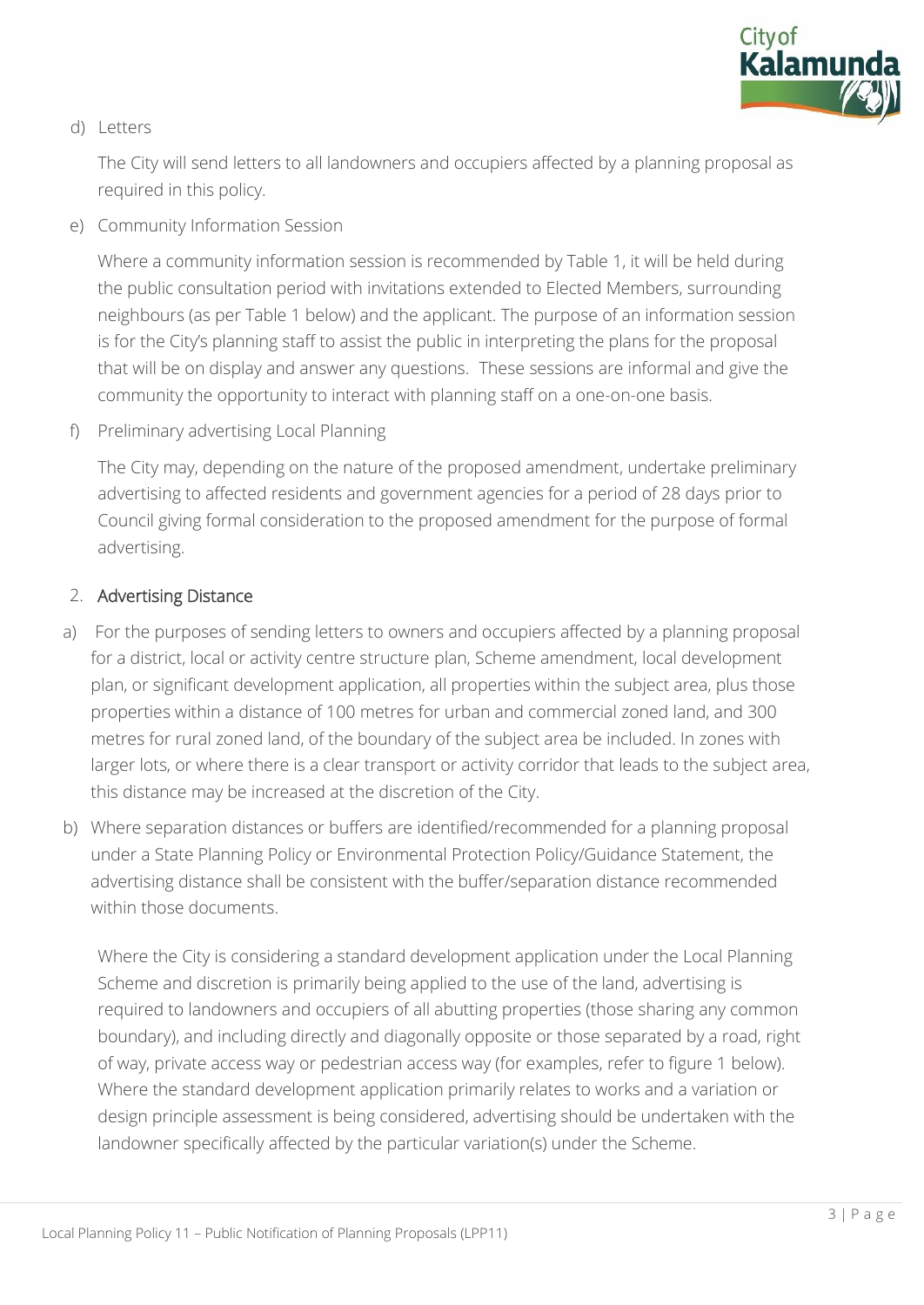d) Letters

The City will send letters to all landowners and occupiers affected by a planning proposal as required in this policy.

e) Community Information Session

Where a community information session is recommended by Table 1, it will be held during the public consultation period with invitations extended to Elected Members, surrounding neighbours (as per Table 1 below) and the applicant. The purpose of an information session is for the City's planning staff to assist the public in interpreting the plans for the proposal that will be on display and answer any questions. These sessions are informal and give the community the opportunity to interact with planning staff on a one-on-one basis.

f) Preliminary advertising Local Planning

The City may, depending on the nature of the proposed amendment, undertake preliminary advertising to affected residents and government agencies for a period of 28 days prior to Council giving formal consideration to the proposed amendment for the purpose of formal advertising.

## 2. Advertising Distance

a) For the purposes of sending letters to owners and occupiers affected by a planning proposal for a district, local or activity centre structure plan, Scheme amendment, local development plan, or significant development application, all properties within the subject area, plus those properties within a distance of 100 metres for urban and commercial zoned land, and 300 metres for rural zoned land, of the boundary of the subject area be included. In zones with larger lots, or where there is a clear transport or activity corridor that leads to the subject area, this distance may be increased at the discretion of the City.

b) Where separation distances or buffers are identified/recommended for a planning proposal under a State Planning Policy or Environmental Protection Policy/Guidance Statement, the advertising distance shall be consistent with the buffer/separation distance recommended within those documents.

Where the City is considering a standard development application under the Local Planning Scheme and discretion is primarily being applied to the use of the land, advertising is required to landowners and occupiers of all abutting properties (those sharing any common boundary), and including directly and diagonally opposite or those separated by a road, right of way, private access way or pedestrian access way (for examples, refer to figure 1 below). Where the standard development application primarily relates to works and a variation or design principle assessment is being considered, advertising should be undertaken with the landowner specifically affected by the particular variation(s) under the Scheme.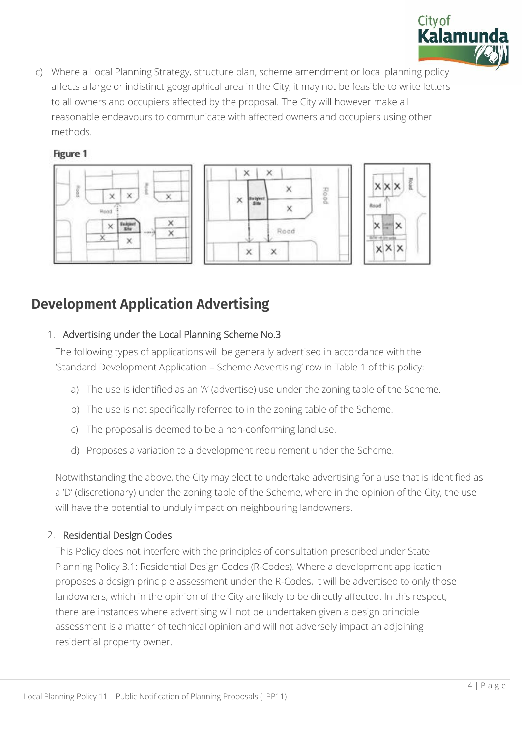c) Where a Local Planning Strategy, structure plan, scheme amendment or local planning policy affects a large or indistinct geographical area in the City, it may not be feasible to write letters to all owners and occupiers affected by the proposal. The City will however make all reasonable endeavours to communicate with affected owners and occupiers using other methods.

**Figure 1**

## Development Application Advertising

1. Advertising under the Local Planning Scheme No.3

   The following types of applications will be generally advertised in accordance with the 'Standard Development Application – Scheme Advertising' row in Table 1 of this policy:

   a) The use is identified as an 'A' (advertise) use under the zoning table of the Scheme.

   b) The use is not specifically referred to in the zoning table of the Scheme.

   c) The proposal is deemed to be a non-conforming land use.

   d) Proposes a variation to a development requirement under the Scheme.

   Notwithstanding the above, the City may elect to undertake advertising for a use that is identified as a 'D' (discretionary) under the zoning table of the Scheme, where in the opinion of the City, the use will have the potential to unduly impact on neighbouring landowners.

2. Residential Design Codes

   This Policy does not interfere with the principles of consultation prescribed under State Planning Policy 3.1: Residential Design Codes (R-Codes). Where a development application proposes a design principle assessment under the R-Codes, it will be advertised to only those landowners, which in the opinion of the City are likely to be directly affected. In this respect, there are instances where advertising will not be undertaken given a design principle assessment is a matter of technical opinion and will not adversely impact an adjoining residential property owner.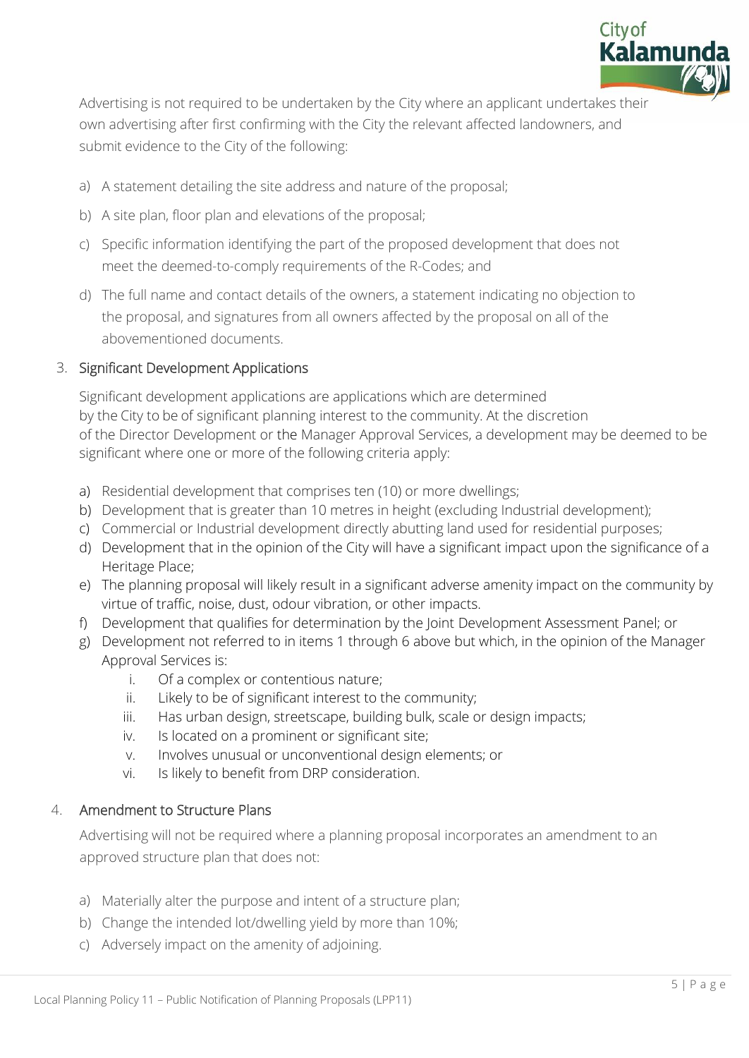Advertising is not required to be undertaken by the City where an applicant undertakes their own advertising after first confirming with the City the relevant affected landowners, and submit evidence to the City of the following:

a) A statement detailing the site address and nature of the proposal;

b) A site plan, floor plan and elevations of the proposal;

c) Specific information identifying the part of the proposed development that does not meet the deemed-to-comply requirements of the R-Codes; and

d) The full name and contact details of the owners, a statement indicating no objection to the proposal, and signatures from all owners affected by the proposal on all of the abovementioned documents.

3. Significant Development Applications

Significant development applications are applications which are determined by the City to be of significant planning interest to the community. At the discretion of the Director Development or the Manager Approval Services, a development may be deemed to be significant where one or more of the following criteria apply:

a) Residential development that comprises ten (10) or more dwellings;
b) Development that is greater than 10 metres in height (excluding Industrial development);
c) Commercial or Industrial development directly abutting land used for residential purposes;
d) Development that in the opinion of the City will have a significant impact upon the significance of a Heritage Place;
e) The planning proposal will likely result in a significant adverse amenity impact on the community by virtue of traffic, noise, dust, odour vibration, or other impacts.
f) Development that qualifies for determination by the Joint Development Assessment Panel; or
g) Development not referred to in items 1 through 6 above but which, in the opinion of the Manager Approval Services is:
    i. Of a complex or contentious nature;
    ii. Likely to be of significant interest to the community;
    iii. Has urban design, streetscape, building bulk, scale or design impacts;
    iv. Is located on a prominent or significant site;
    v. Involves unusual or unconventional design elements; or
    vi. Is likely to benefit from DRP consideration.

4. Amendment to Structure Plans

Advertising will not be required where a planning proposal incorporates an amendment to an approved structure plan that does not:

a) Materially alter the purpose and intent of a structure plan;
b) Change the intended lot/dwelling yield by more than 10%;
c) Adversely impact on the amenity of adjoining.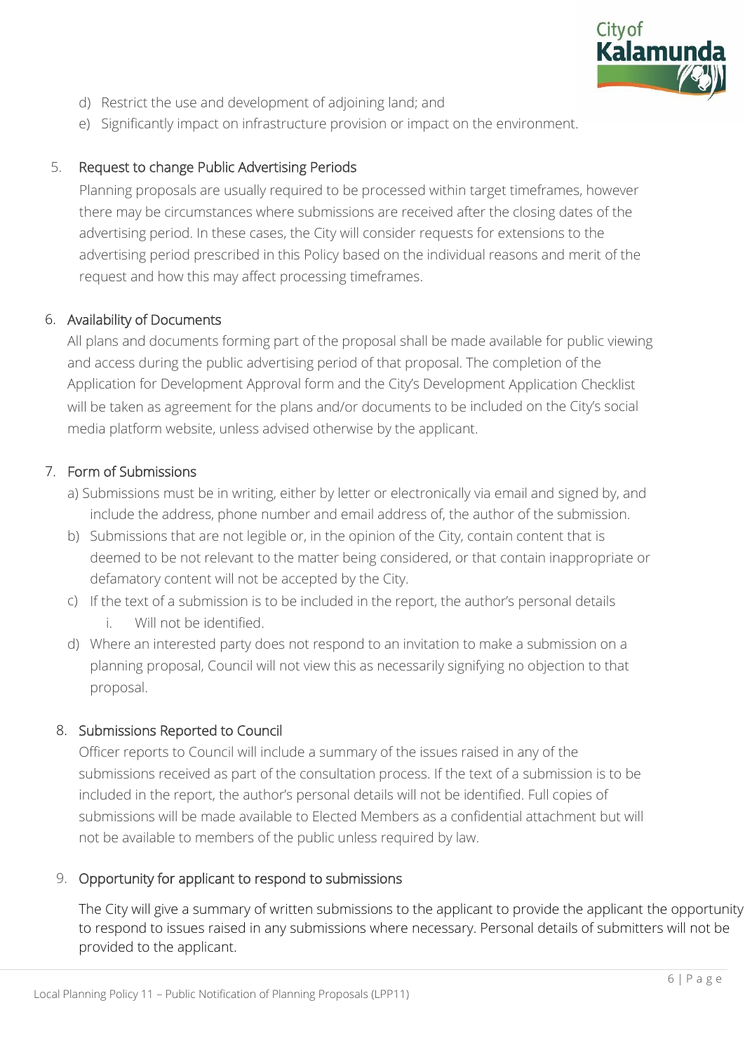d) Restrict the use and development of adjoining land; and

e) Significantly impact on infrastructure provision or impact on the environment.

5. Request to change Public Advertising Periods

   Planning proposals are usually required to be processed within target timeframes, however there may be circumstances where submissions are received after the closing dates of the advertising period. In these cases, the City will consider requests for extensions to the advertising period prescribed in this Policy based on the individual reasons and merit of the request and how this may affect processing timeframes.

6. Availability of Documents

   All plans and documents forming part of the proposal shall be made available for public viewing and access during the public advertising period of that proposal. The completion of the Application for Development Approval form and the City's Development Application Checklist will be taken as agreement for the plans and/or documents to be included on the City's social media platform website, unless advised otherwise by the applicant.

7. Form of Submissions

   a) Submissions must be in writing, either by letter or electronically via email and signed by, and include the address, phone number and email address of, the author of the submission.

   b) Submissions that are not legible or, in the opinion of the City, contain content that is deemed to be not relevant to the matter being considered, or that contain inappropriate or defamatory content will not be accepted by the City.

   c) If the text of a submission is to be included in the report, the author's personal details
      i. Will not be identified.

   d) Where an interested party does not respond to an invitation to make a submission on a planning proposal, Council will not view this as necessarily signifying no objection to that proposal.

8. Submissions Reported to Council

   Officer reports to Council will include a summary of the issues raised in any of the submissions received as part of the consultation process. If the text of a submission is to be included in the report, the author's personal details will not be identified. Full copies of submissions will be made available to Elected Members as a confidential attachment but will not be available to members of the public unless required by law.

9. Opportunity for applicant to respond to submissions

   The City will give a summary of written submissions to the applicant to provide the applicant the opportunity to respond to issues raised in any submissions where necessary. Personal details of submitters will not be provided to the applicant.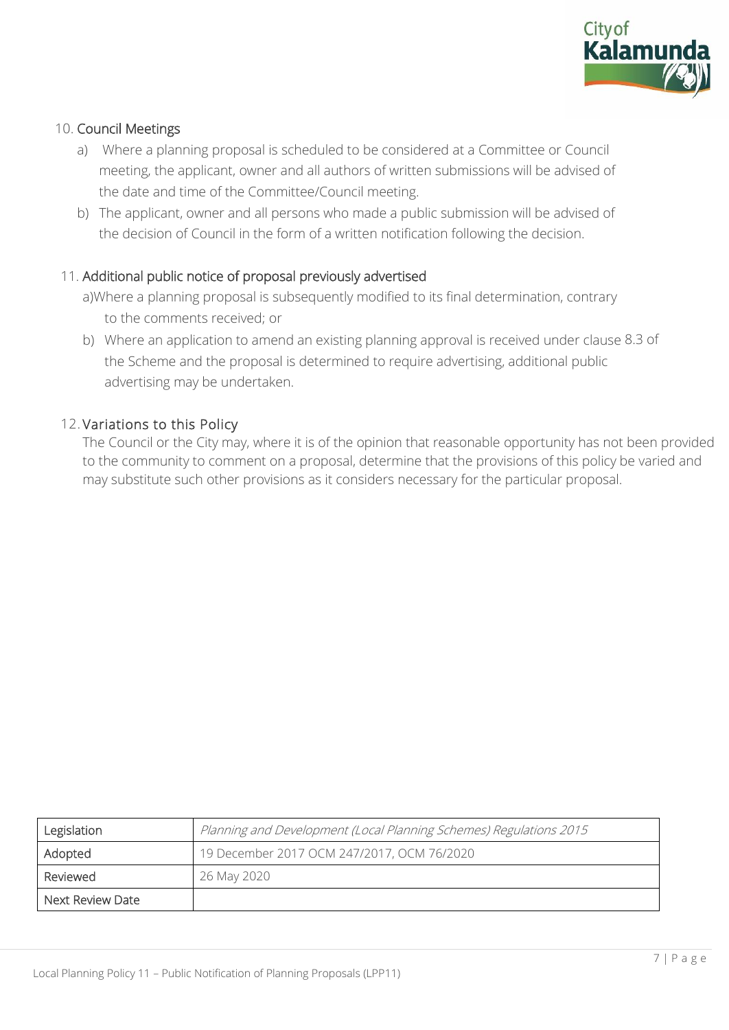10. **Council Meetings**
    a) Where a planning proposal is scheduled to be considered at a Committee or Council meeting, the applicant, owner and all authors of written submissions will be advised of the date and time of the Committee/Council meeting.
    b) The applicant, owner and all persons who made a public submission will be advised of the decision of Council in the form of a written notification following the decision.

11. **Additional public notice of proposal previously advertised**
    a) Where a planning proposal is subsequently modified to its final determination, contrary to the comments received; or
    b) Where an application to amend an existing planning approval is received under clause 8.3 of the Scheme and the proposal is determined to require advertising, additional public advertising may be undertaken.

12. **Variations to this Policy**
    The Council or the City may, where it is of the opinion that reasonable opportunity has not been provided to the community to comment on a proposal, determine that the provisions of this policy be varied and may substitute such other provisions as it considers necessary for the particular proposal.

| Legislation | *Planning and Development (Local Planning Schemes) Regulations 2015* |
|---|---|
| Adopted | 19 December 2017 OCM 247/2017, OCM 76/2020 |
| Reviewed | 26 May 2020 |
| Next Review Date | |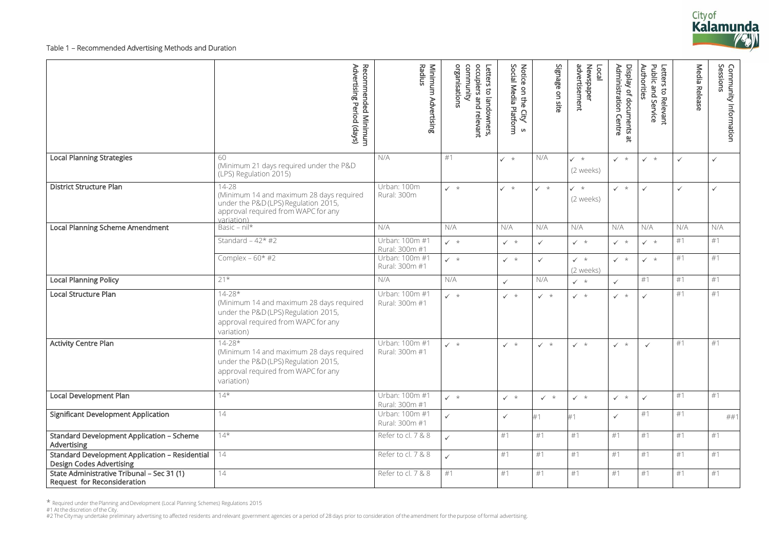Table 1 – Recommended Advertising Methods and Duration

| | Recommended Minimum Advertising Period (days) | Minimum Advertising Radius | Letters to landowners, occupiers and relevant community organisations | Notice on the City's Social Media Platform | Signage on site | Local Newspaper advertisement | Display of documents at Administration Centre | Letters to Relevant Public and Service Authorities | Media Release | Community Information Sessions |
|---|---|---|---|---|---|---|---|---|---|---|
| **Local Planning Strategies** | 60 (Minimum 21 days required under the P&D (LPS) Regulation 2015) | N/A | #1 | ✓ * | N/A | ✓ * (2 weeks) | ✓ * | ✓ * | ✓ | ✓ |
| **District Structure Plan** | 14-28 (Minimum 14 and maximum 28 days required under the P&D (LPS) Regulation 2015, approval required from WAPC for any variation) | Urban: 100m Rural: 300m | ✓ * | ✓ * | ✓ * | ✓ * (2 weeks) | ✓ * | ✓ | ✓ | ✓ |
| **Local Planning Scheme Amendment** | Basic – nil* | N/A | N/A | N/A | N/A | N/A | N/A | N/A | N/A | N/A |
| | Standard – 42* #2 | Urban: 100m #1 Rural: 300m #1 | ✓ * | ✓ * | ✓ | ✓ * | ✓ * | ✓ * | #1 | #1 |
| | Complex – 60* #2 | Urban: 100m #1 Rural: 300m #1 | ✓ * | ✓ * | ✓ | ✓ * (2 weeks) | ✓ * | ✓ * | #1 | #1 |
| **Local Planning Policy** | 21* | N/A | N/A | ✓ | N/A | ✓ * | ✓ | #1 | #1 | #1 |
| **Local Structure Plan** | 14-28* (Minimum 14 and maximum 28 days required under the P&D (LPS) Regulation 2015, approval required from WAPC for any variation) | Urban: 100m #1 Rural: 300m #1 | ✓ * | ✓ * | ✓ * | ✓ * | ✓ * | ✓ | #1 | #1 |
| **Activity Centre Plan** | 14-28* (Minimum 14 and maximum 28 days required under the P&D (LPS) Regulation 2015, approval required from WAPC for any variation) | Urban: 100m #1 Rural: 300m #1 | ✓ * | ✓ * | ✓ * | ✓ * | ✓ * | ✓ | #1 | #1 |
| **Local Development Plan** | 14* | Urban: 100m #1 Rural: 300m #1 | ✓ * | ✓ * | ✓ * | ✓ * | ✓ * | ✓ | #1 | #1 |
| **Significant Development Application** | 14 | Urban: 100m #1 Rural: 300m #1 | ✓ | ✓ | #1 | #1 | ✓ | #1 | #1 | ##1 |
| **Standard Development Application – Scheme Advertising** | 14* | Refer to cl. 7 & 8 | ✓ | #1 | #1 | #1 | #1 | #1 | #1 | #1 |
| **Standard Development Application – Residential Design Codes Advertising** | 14 | Refer to cl. 7 & 8 | ✓ | #1 | #1 | #1 | #1 | #1 | #1 | #1 |
| **State Administrative Tribunal – Sec 31 (1) Request for Reconsideration** | 14 | Refer to cl. 7 & 8 | #1 | #1 | #1 | #1 | #1 | #1 | #1 | #1 |

\* Required under the Planning and Development (Local Planning Schemes) Regulations 2015

#1 At the discretion of the City.

#2 The City may undertake preliminary advertising to affected residents and relevant government agencies or a period of 28 days prior to consideration of the amendment for the purpose of formal advertising.